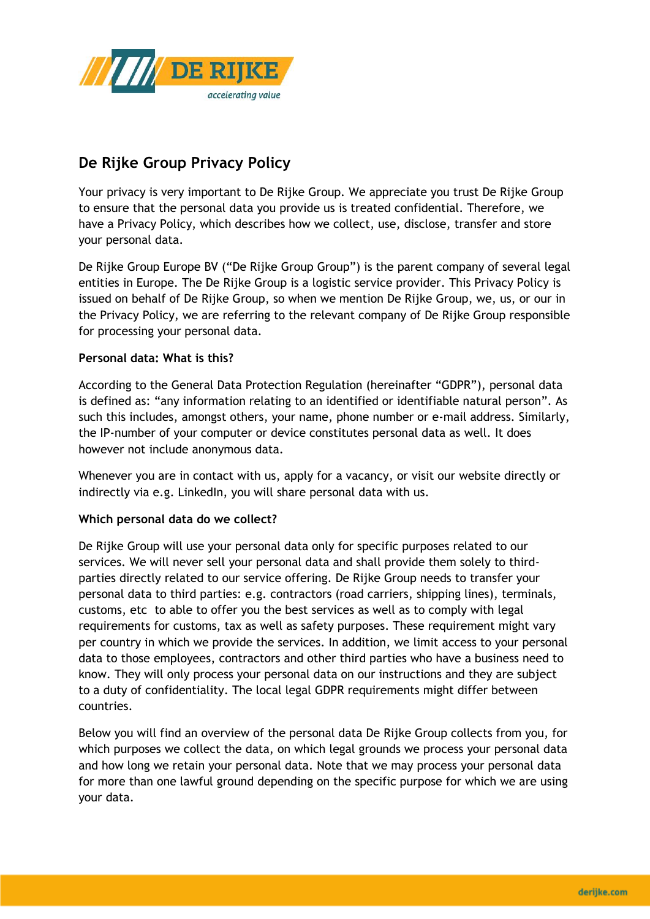# De Rijke Group Privacy Policy

Your privacy is very important to De Rijke Group. We appreciate you trust De Rijke Group to ensure that the personal data you provide us is treated confidential. Therefore, we have a Privacy Policy, which describes how we collect, use, disclose, transfer and store your personal data.

De Rijke Group Europe BV ("De Rijke Group Group") is the parent company of several legal entities in Europe. The De Rijke Group is a logistic service provider. This Privacy Policy is issued on behalf of De Rijke Group, so when we mention De Rijke Group, we, us, or our in the Privacy Policy, we are referring to the relevant company of De Rijke Group responsible for processing your personal data.

**Personal data: What is this?**

According to the General Data Protection Regulation (hereinafter "GDPR"), personal data is defined as: "any information relating to an identified or identifiable natural person". As such this includes, amongst others, your name, phone number or e-mail address. Similarly, the IP-number of your computer or device constitutes personal data as well. It does however not include anonymous data.

Whenever you are in contact with us, apply for a vacancy, or visit our website directly or indirectly via e.g. LinkedIn, you will share personal data with us.

**Which personal data do we collect?**

De Rijke Group will use your personal data only for specific purposes related to our services. We will never sell your personal data and shall provide them solely to third-parties directly related to our service offering. De Rijke Group needs to transfer your personal data to third parties: e.g. contractors (road carriers, shipping lines), terminals, customs, etc to able to offer you the best services as well as to comply with legal requirements for customs, tax as well as safety purposes. These requirement might vary per country in which we provide the services. In addition, we limit access to your personal data to those employees, contractors and other third parties who have a business need to know. They will only process your personal data on our instructions and they are subject to a duty of confidentiality. The local legal GDPR requirements might differ between countries.

Below you will find an overview of the personal data De Rijke Group collects from you, for which purposes we collect the data, on which legal grounds we process your personal data and how long we retain your personal data. Note that we may process your personal data for more than one lawful ground depending on the specific purpose for which we are using your data.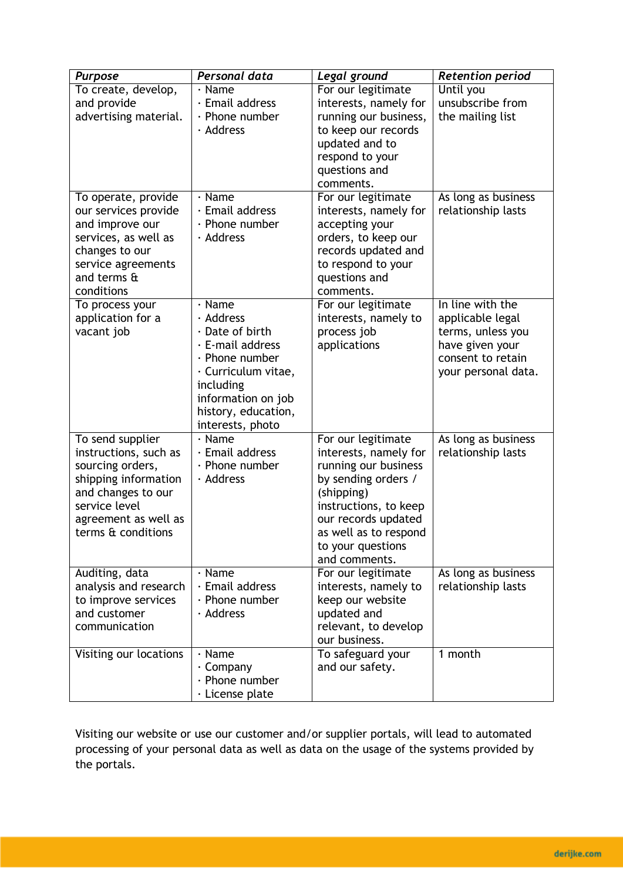| *Purpose* | *Personal data* | *Legal ground* | *Retention period* |
|---|---|---|---|
| To create, develop, and provide advertising material. | · Name<br>· Email address<br>· Phone number<br>· Address | For our legitimate interests, namely for running our business, to keep our records updated and to respond to your questions and comments. | Until you unsubscribe from the mailing list |
| To operate, provide our services provide and improve our services, as well as changes to our service agreements and terms & conditions | · Name<br>· Email address<br>· Phone number<br>· Address | For our legitimate interests, namely for accepting your orders, to keep our records updated and to respond to your questions and comments. | As long as business relationship lasts |
| To process your application for a vacant job | · Name<br>· Address<br>· Date of birth<br>· E-mail address<br>· Phone number<br>· Curriculum vitae, including information on job history, education, interests, photo | For our legitimate interests, namely to process job applications | In line with the applicable legal terms, unless you have given your consent to retain your personal data. |
| To send supplier instructions, such as sourcing orders, shipping information and changes to our service level agreement as well as terms & conditions | · Name<br>· Email address<br>· Phone number<br>· Address | For our legitimate interests, namely for running our business by sending orders / (shipping) instructions, to keep our records updated as well as to respond to your questions and comments. | As long as business relationship lasts |
| Auditing, data analysis and research to improve services and customer communication | · Name<br>· Email address<br>· Phone number<br>· Address | For our legitimate interests, namely to keep our website updated and relevant, to develop our business. | As long as business relationship lasts |
| Visiting our locations | · Name<br>· Company<br>· Phone number<br>· License plate | To safeguard your and our safety. | 1 month |

Visiting our website or use our customer and/or supplier portals, will lead to automated processing of your personal data as well as data on the usage of the systems provided by the portals.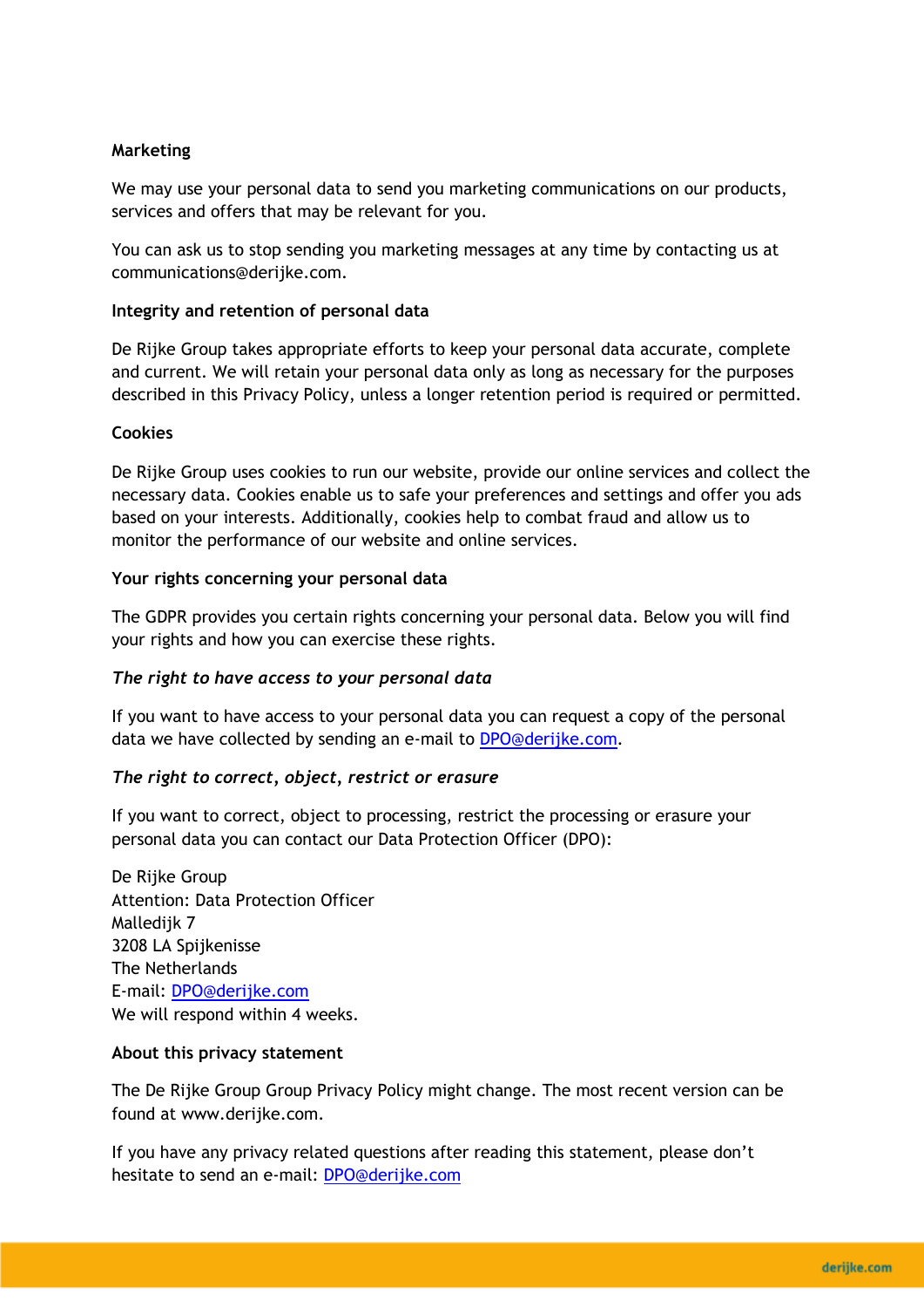**Marketing**

We may use your personal data to send you marketing communications on our products, services and offers that may be relevant for you.

You can ask us to stop sending you marketing messages at any time by contacting us at communications@derijke.com.

**Integrity and retention of personal data**

De Rijke Group takes appropriate efforts to keep your personal data accurate, complete and current. We will retain your personal data only as long as necessary for the purposes described in this Privacy Policy, unless a longer retention period is required or permitted.

**Cookies**

De Rijke Group uses cookies to run our website, provide our online services and collect the necessary data. Cookies enable us to safe your preferences and settings and offer you ads based on your interests. Additionally, cookies help to combat fraud and allow us to monitor the performance of our website and online services.

**Your rights concerning your personal data**

The GDPR provides you certain rights concerning your personal data. Below you will find your rights and how you can exercise these rights.

***The right to have access to your personal data***

If you want to have access to your personal data you can request a copy of the personal data we have collected by sending an e-mail to DPO@derijke.com.

***The right to correct, object, restrict or erasure***

If you want to correct, object to processing, restrict the processing or erasure your personal data you can contact our Data Protection Officer (DPO):

De Rijke Group
Attention: Data Protection Officer
Malledijk 7
3208 LA Spijkenisse
The Netherlands
E-mail: DPO@derijke.com
We will respond within 4 weeks.

**About this privacy statement**

The De Rijke Group Group Privacy Policy might change. The most recent version can be found at www.derijke.com.

If you have any privacy related questions after reading this statement, please don't hesitate to send an e-mail: DPO@derijke.com